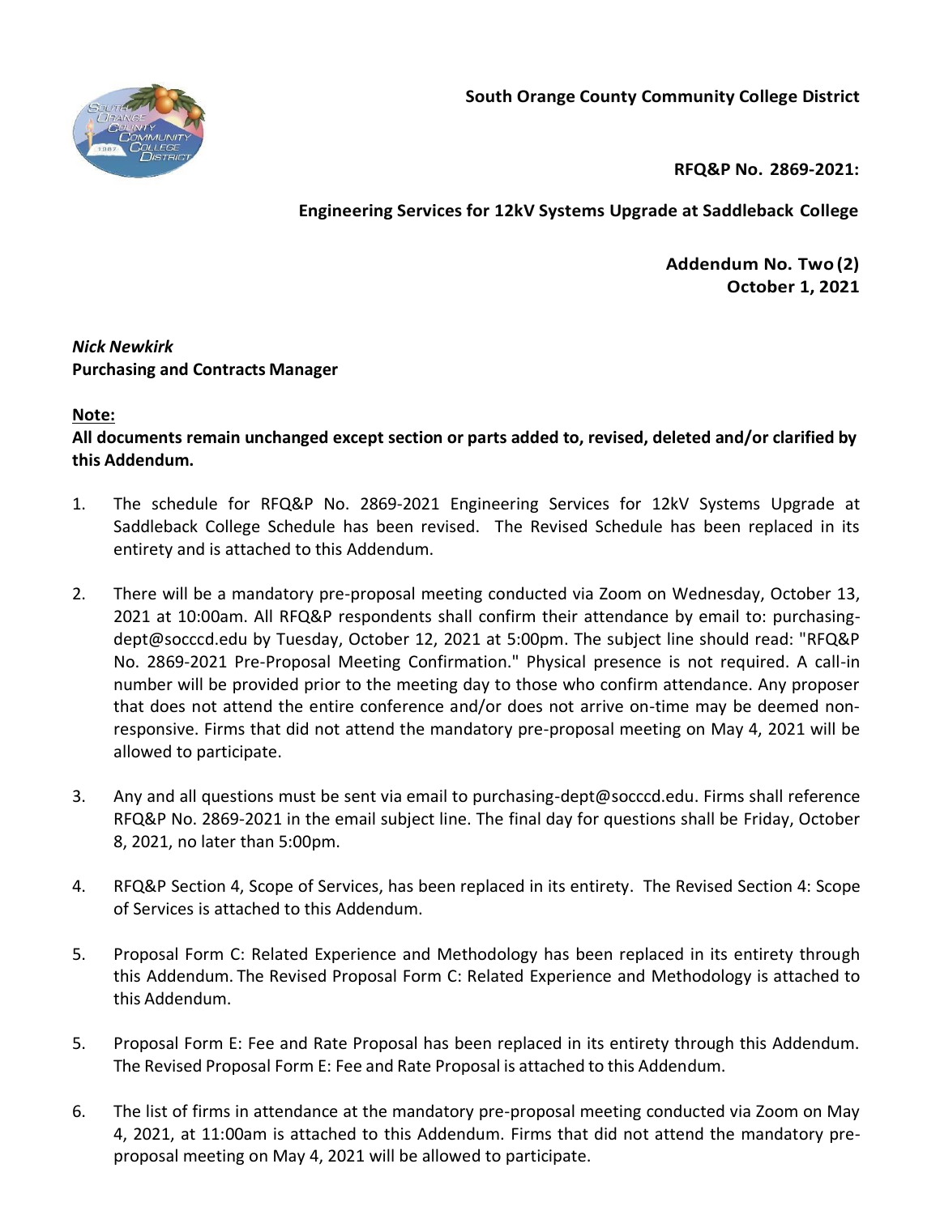**South Orange County Community College District**

**RFQ&P No. 2869-2021:**

**Engineering Services for 12kV Systems Upgrade at Saddleback College**

**Addendum No. Two (2)**
**October 1, 2021**

***Nick Newkirk***
**Purchasing and Contracts Manager**

**Note:**
**All documents remain unchanged except section or parts added to, revised, deleted and/or clarified by this Addendum.**

1. The schedule for RFQ&P No. 2869-2021 Engineering Services for 12kV Systems Upgrade at Saddleback College Schedule has been revised. The Revised Schedule has been replaced in its entirety and is attached to this Addendum.

2. There will be a mandatory pre-proposal meeting conducted via Zoom on Wednesday, October 13, 2021 at 10:00am. All RFQ&P respondents shall confirm their attendance by email to: purchasing-dept@socccd.edu by Tuesday, October 12, 2021 at 5:00pm. The subject line should read: "RFQ&P No. 2869-2021 Pre-Proposal Meeting Confirmation." Physical presence is not required. A call-in number will be provided prior to the meeting day to those who confirm attendance. Any proposer that does not attend the entire conference and/or does not arrive on-time may be deemed non-responsive. Firms that did not attend the mandatory pre-proposal meeting on May 4, 2021 will be allowed to participate.

3. Any and all questions must be sent via email to purchasing-dept@socccd.edu. Firms shall reference RFQ&P No. 2869-2021 in the email subject line. The final day for questions shall be Friday, October 8, 2021, no later than 5:00pm.

4. RFQ&P Section 4, Scope of Services, has been replaced in its entirety. The Revised Section 4: Scope of Services is attached to this Addendum.

5. Proposal Form C: Related Experience and Methodology has been replaced in its entirety through this Addendum. The Revised Proposal Form C: Related Experience and Methodology is attached to this Addendum.

5. Proposal Form E: Fee and Rate Proposal has been replaced in its entirety through this Addendum. The Revised Proposal Form E: Fee and Rate Proposal is attached to this Addendum.

6. The list of firms in attendance at the mandatory pre-proposal meeting conducted via Zoom on May 4, 2021, at 11:00am is attached to this Addendum. Firms that did not attend the mandatory pre-proposal meeting on May 4, 2021 will be allowed to participate.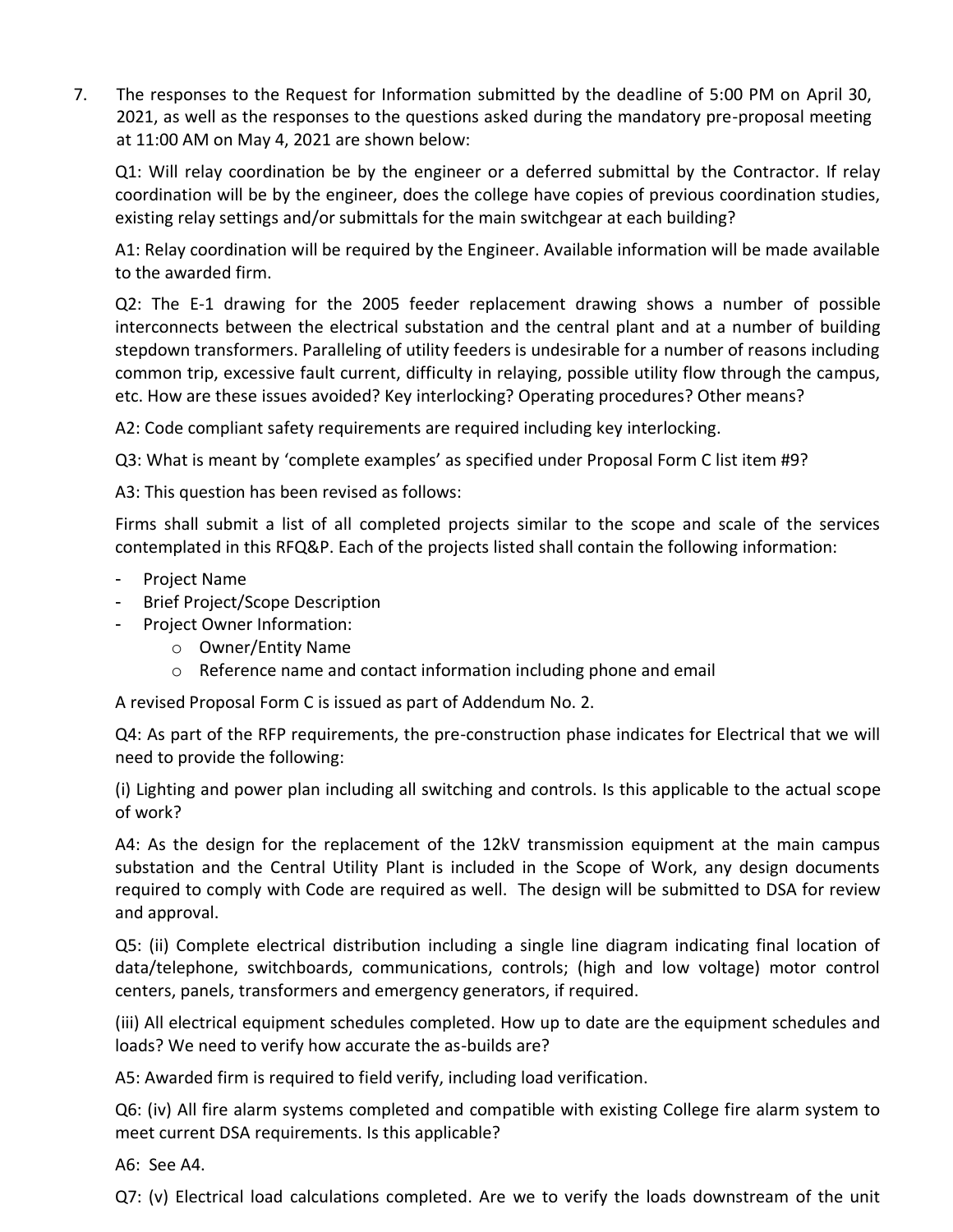7. The responses to the Request for Information submitted by the deadline of 5:00 PM on April 30, 2021, as well as the responses to the questions asked during the mandatory pre-proposal meeting at 11:00 AM on May 4, 2021 are shown below:

Q1: Will relay coordination be by the engineer or a deferred submittal by the Contractor. If relay coordination will be by the engineer, does the college have copies of previous coordination studies, existing relay settings and/or submittals for the main switchgear at each building?

A1: Relay coordination will be required by the Engineer. Available information will be made available to the awarded firm.

Q2: The E-1 drawing for the 2005 feeder replacement drawing shows a number of possible interconnects between the electrical substation and the central plant and at a number of building stepdown transformers. Paralleling of utility feeders is undesirable for a number of reasons including common trip, excessive fault current, difficulty in relaying, possible utility flow through the campus, etc. How are these issues avoided? Key interlocking? Operating procedures? Other means?

A2: Code compliant safety requirements are required including key interlocking.

Q3: What is meant by 'complete examples' as specified under Proposal Form C list item #9?

A3: This question has been revised as follows:

Firms shall submit a list of all completed projects similar to the scope and scale of the services contemplated in this RFQ&P. Each of the projects listed shall contain the following information:

- Project Name
- Brief Project/Scope Description
- Project Owner Information:
  - Owner/Entity Name
  - Reference name and contact information including phone and email

A revised Proposal Form C is issued as part of Addendum No. 2.

Q4: As part of the RFP requirements, the pre-construction phase indicates for Electrical that we will need to provide the following:

(i) Lighting and power plan including all switching and controls. Is this applicable to the actual scope of work?

A4: As the design for the replacement of the 12kV transmission equipment at the main campus substation and the Central Utility Plant is included in the Scope of Work, any design documents required to comply with Code are required as well. The design will be submitted to DSA for review and approval.

Q5: (ii) Complete electrical distribution including a single line diagram indicating final location of data/telephone, switchboards, communications, controls; (high and low voltage) motor control centers, panels, transformers and emergency generators, if required.

(iii) All electrical equipment schedules completed. How up to date are the equipment schedules and loads? We need to verify how accurate the as-builds are?

A5: Awarded firm is required to field verify, including load verification.

Q6: (iv) All fire alarm systems completed and compatible with existing College fire alarm system to meet current DSA requirements. Is this applicable?

A6: See A4.

Q7: (v) Electrical load calculations completed. Are we to verify the loads downstream of the unit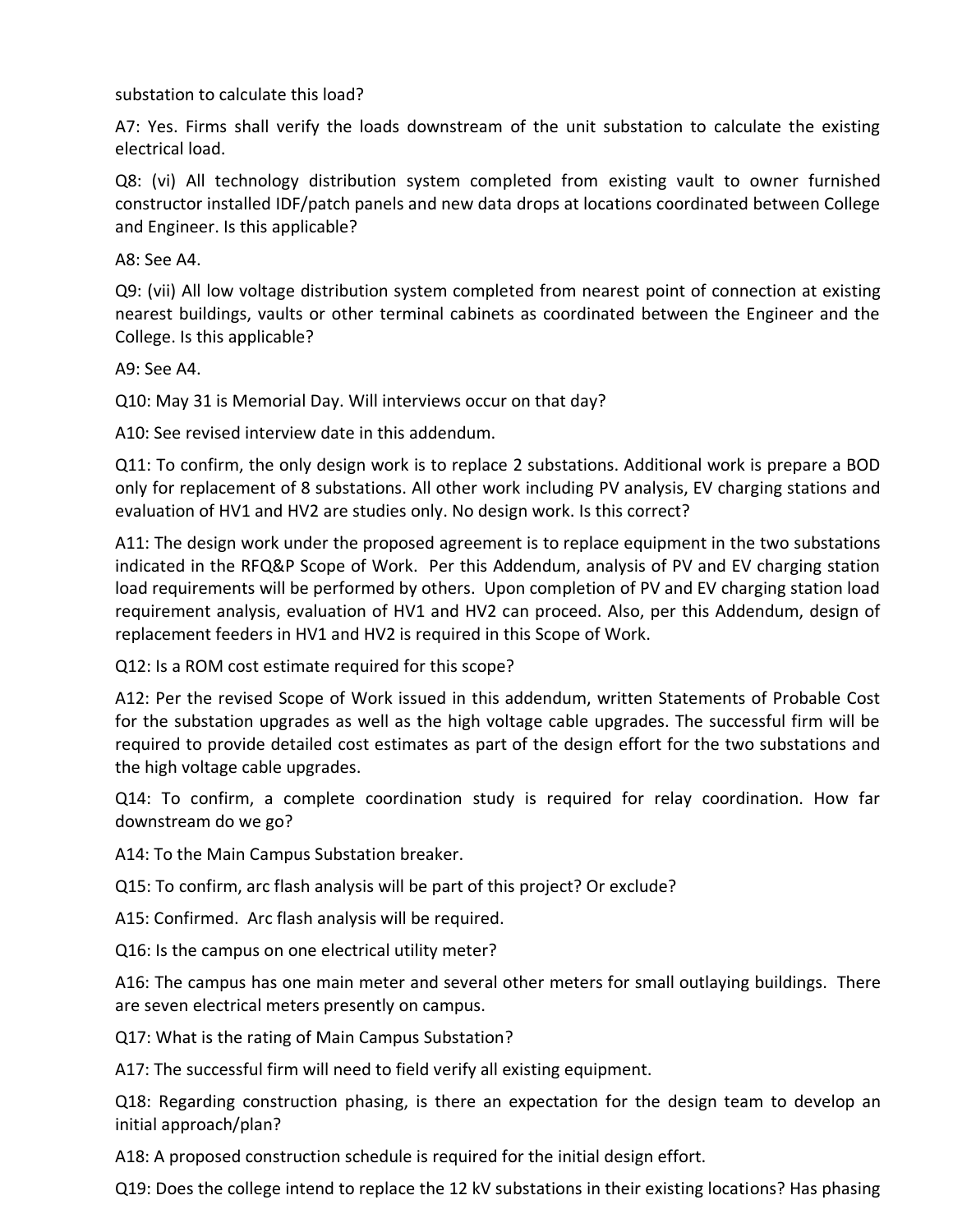substation to calculate this load?

A7: Yes. Firms shall verify the loads downstream of the unit substation to calculate the existing electrical load.

Q8: (vi) All technology distribution system completed from existing vault to owner furnished constructor installed IDF/patch panels and new data drops at locations coordinated between College and Engineer. Is this applicable?

A8: See A4.

Q9: (vii) All low voltage distribution system completed from nearest point of connection at existing nearest buildings, vaults or other terminal cabinets as coordinated between the Engineer and the College. Is this applicable?

A9: See A4.

Q10: May 31 is Memorial Day. Will interviews occur on that day?

A10: See revised interview date in this addendum.

Q11: To confirm, the only design work is to replace 2 substations. Additional work is prepare a BOD only for replacement of 8 substations. All other work including PV analysis, EV charging stations and evaluation of HV1 and HV2 are studies only. No design work. Is this correct?

A11: The design work under the proposed agreement is to replace equipment in the two substations indicated in the RFQ&P Scope of Work. Per this Addendum, analysis of PV and EV charging station load requirements will be performed by others. Upon completion of PV and EV charging station load requirement analysis, evaluation of HV1 and HV2 can proceed. Also, per this Addendum, design of replacement feeders in HV1 and HV2 is required in this Scope of Work.

Q12: Is a ROM cost estimate required for this scope?

A12: Per the revised Scope of Work issued in this addendum, written Statements of Probable Cost for the substation upgrades as well as the high voltage cable upgrades. The successful firm will be required to provide detailed cost estimates as part of the design effort for the two substations and the high voltage cable upgrades.

Q14: To confirm, a complete coordination study is required for relay coordination. How far downstream do we go?

A14: To the Main Campus Substation breaker.

Q15: To confirm, arc flash analysis will be part of this project? Or exclude?

A15: Confirmed. Arc flash analysis will be required.

Q16: Is the campus on one electrical utility meter?

A16: The campus has one main meter and several other meters for small outlaying buildings. There are seven electrical meters presently on campus.

Q17: What is the rating of Main Campus Substation?

A17: The successful firm will need to field verify all existing equipment.

Q18: Regarding construction phasing, is there an expectation for the design team to develop an initial approach/plan?

A18: A proposed construction schedule is required for the initial design effort.

Q19: Does the college intend to replace the 12 kV substations in their existing locations? Has phasing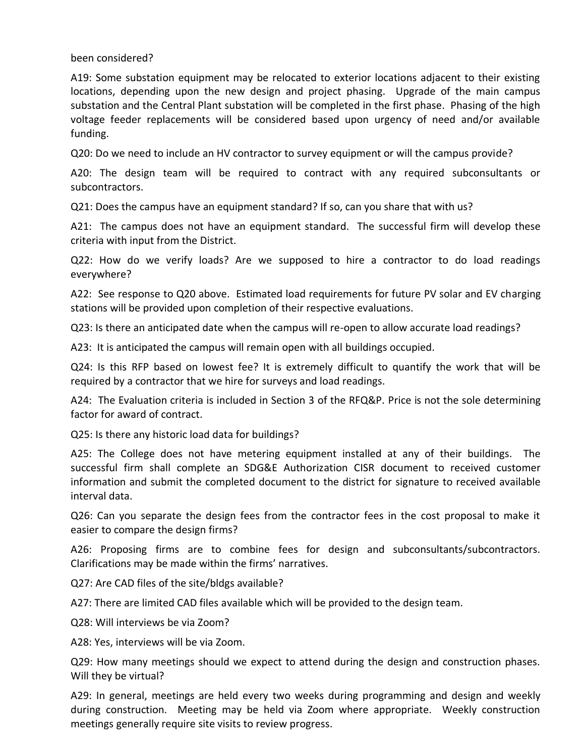been considered?

A19: Some substation equipment may be relocated to exterior locations adjacent to their existing locations, depending upon the new design and project phasing. Upgrade of the main campus substation and the Central Plant substation will be completed in the first phase. Phasing of the high voltage feeder replacements will be considered based upon urgency of need and/or available funding.

Q20: Do we need to include an HV contractor to survey equipment or will the campus provide?

A20: The design team will be required to contract with any required subconsultants or subcontractors.

Q21: Does the campus have an equipment standard? If so, can you share that with us?

A21: The campus does not have an equipment standard. The successful firm will develop these criteria with input from the District.

Q22: How do we verify loads? Are we supposed to hire a contractor to do load readings everywhere?

A22: See response to Q20 above. Estimated load requirements for future PV solar and EV charging stations will be provided upon completion of their respective evaluations.

Q23: Is there an anticipated date when the campus will re-open to allow accurate load readings?

A23: It is anticipated the campus will remain open with all buildings occupied.

Q24: Is this RFP based on lowest fee? It is extremely difficult to quantify the work that will be required by a contractor that we hire for surveys and load readings.

A24: The Evaluation criteria is included in Section 3 of the RFQ&P. Price is not the sole determining factor for award of contract.

Q25: Is there any historic load data for buildings?

A25: The College does not have metering equipment installed at any of their buildings. The successful firm shall complete an SDG&E Authorization CISR document to received customer information and submit the completed document to the district for signature to received available interval data.

Q26: Can you separate the design fees from the contractor fees in the cost proposal to make it easier to compare the design firms?

A26: Proposing firms are to combine fees for design and subconsultants/subcontractors. Clarifications may be made within the firms' narratives.

Q27: Are CAD files of the site/bldgs available?

A27: There are limited CAD files available which will be provided to the design team.

Q28: Will interviews be via Zoom?

A28: Yes, interviews will be via Zoom.

Q29: How many meetings should we expect to attend during the design and construction phases. Will they be virtual?

A29: In general, meetings are held every two weeks during programming and design and weekly during construction. Meeting may be held via Zoom where appropriate. Weekly construction meetings generally require site visits to review progress.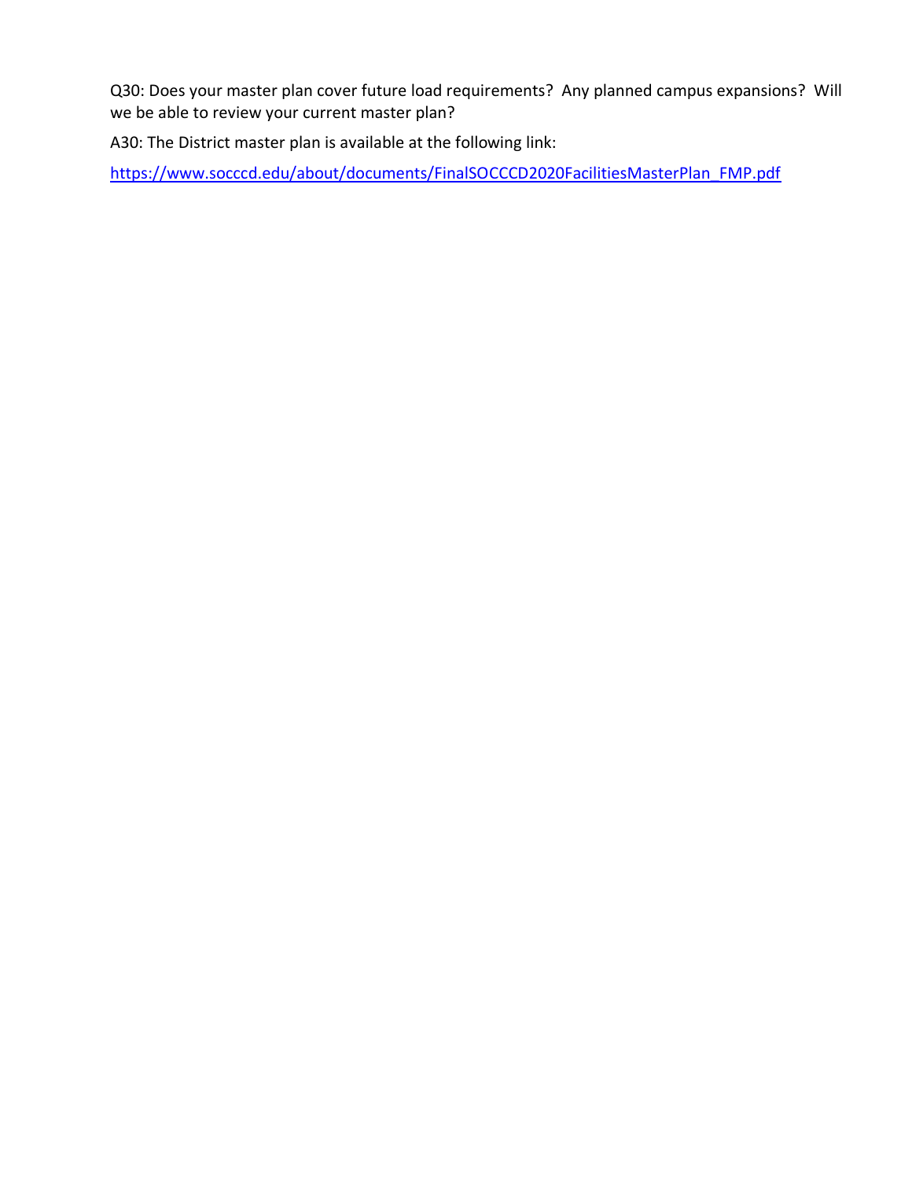Q30: Does your master plan cover future load requirements? Any planned campus expansions? Will we be able to review your current master plan?

A30: The District master plan is available at the following link:

https://www.socccd.edu/about/documents/FinalSOCCCD2020FacilitiesMasterPlan_FMP.pdf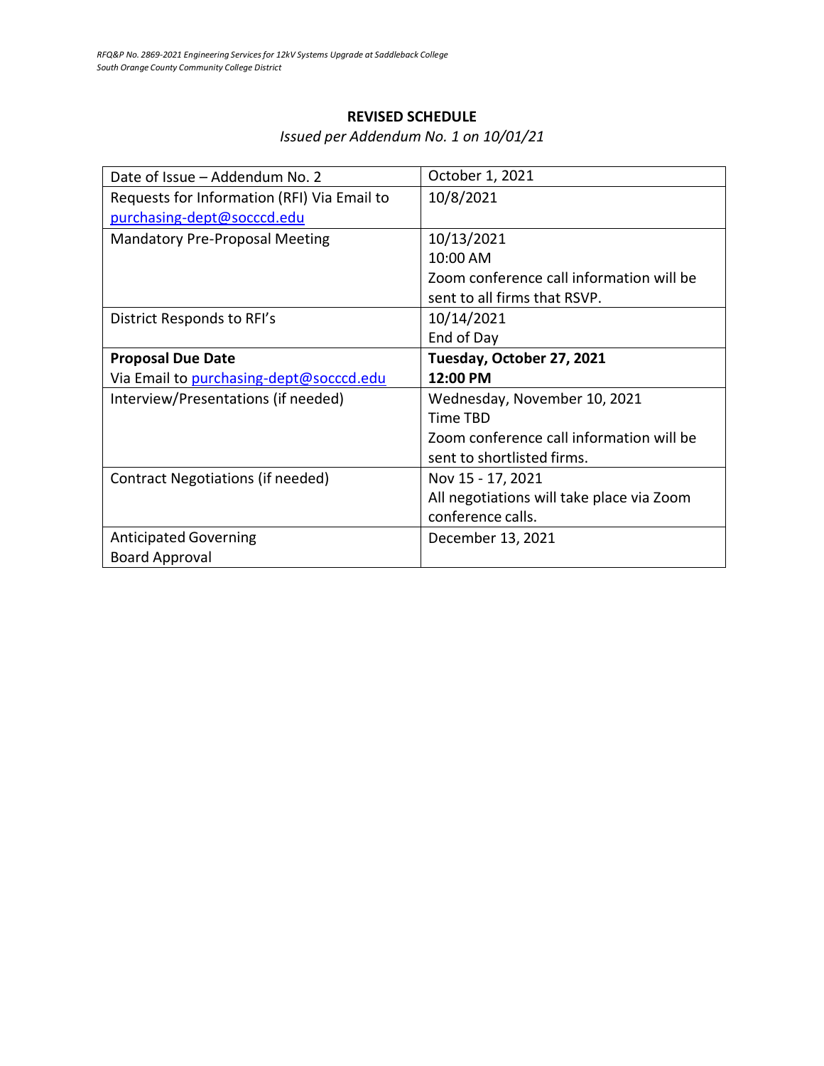**REVISED SCHEDULE**

*Issued per Addendum No. 1 on 10/01/21*

| | |
|---|---|
| Date of Issue – Addendum No. 2 | October 1, 2021 |
| Requests for Information (RFI) Via Email to purchasing-dept@socccd.edu | 10/8/2021 |
| Mandatory Pre-Proposal Meeting | 10/13/2021<br>10:00 AM<br>Zoom conference call information will be sent to all firms that RSVP. |
| District Responds to RFI's | 10/14/2021<br>End of Day |
| **Proposal Due Date**<br>Via Email to purchasing-dept@socccd.edu | **Tuesday, October 27, 2021**<br>**12:00 PM** |
| Interview/Presentations (if needed) | Wednesday, November 10, 2021<br>Time TBD<br>Zoom conference call information will be sent to shortlisted firms. |
| Contract Negotiations (if needed) | Nov 15 - 17, 2021<br>All negotiations will take place via Zoom conference calls. |
| Anticipated Governing Board Approval | December 13, 2021 |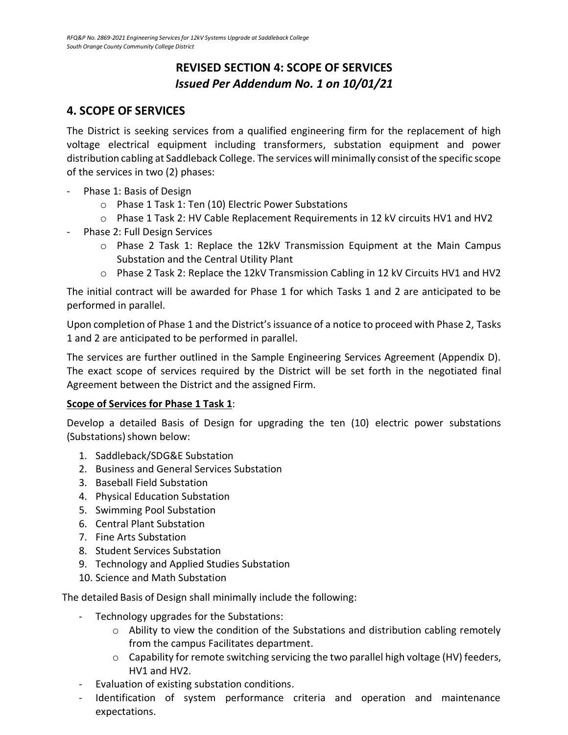## REVISED SECTION 4: SCOPE OF SERVICES
## *Issued Per Addendum No. 1 on 10/01/21*

## 4. SCOPE OF SERVICES

The District is seeking services from a qualified engineering firm for the replacement of high voltage electrical equipment including transformers, substation equipment and power distribution cabling at Saddleback College. The services will minimally consist of the specific scope of the services in two (2) phases:

- Phase 1: Basis of Design
    - Phase 1 Task 1: Ten (10) Electric Power Substations
    - Phase 1 Task 2: HV Cable Replacement Requirements in 12 kV circuits HV1 and HV2
- Phase 2: Full Design Services
    - Phase 2 Task 1: Replace the 12kV Transmission Equipment at the Main Campus Substation and the Central Utility Plant
    - Phase 2 Task 2: Replace the 12kV Transmission Cabling in 12 kV Circuits HV1 and HV2

The initial contract will be awarded for Phase 1 for which Tasks 1 and 2 are anticipated to be performed in parallel.

Upon completion of Phase 1 and the District's issuance of a notice to proceed with Phase 2, Tasks 1 and 2 are anticipated to be performed in parallel.

The services are further outlined in the Sample Engineering Services Agreement (Appendix D). The exact scope of services required by the District will be set forth in the negotiated final Agreement between the District and the assigned Firm.

**Scope of Services for Phase 1 Task 1**:

Develop a detailed Basis of Design for upgrading the ten (10) electric power substations (Substations) shown below:

1. Saddleback/SDG&E Substation
2. Business and General Services Substation
3. Baseball Field Substation
4. Physical Education Substation
5. Swimming Pool Substation
6. Central Plant Substation
7. Fine Arts Substation
8. Student Services Substation
9. Technology and Applied Studies Substation
10. Science and Math Substation

The detailed Basis of Design shall minimally include the following:

- Technology upgrades for the Substations:
    - Ability to view the condition of the Substations and distribution cabling remotely from the campus Facilitates department.
    - Capability for remote switching servicing the two parallel high voltage (HV) feeders, HV1 and HV2.
- Evaluation of existing substation conditions.
- Identification of system performance criteria and operation and maintenance expectations.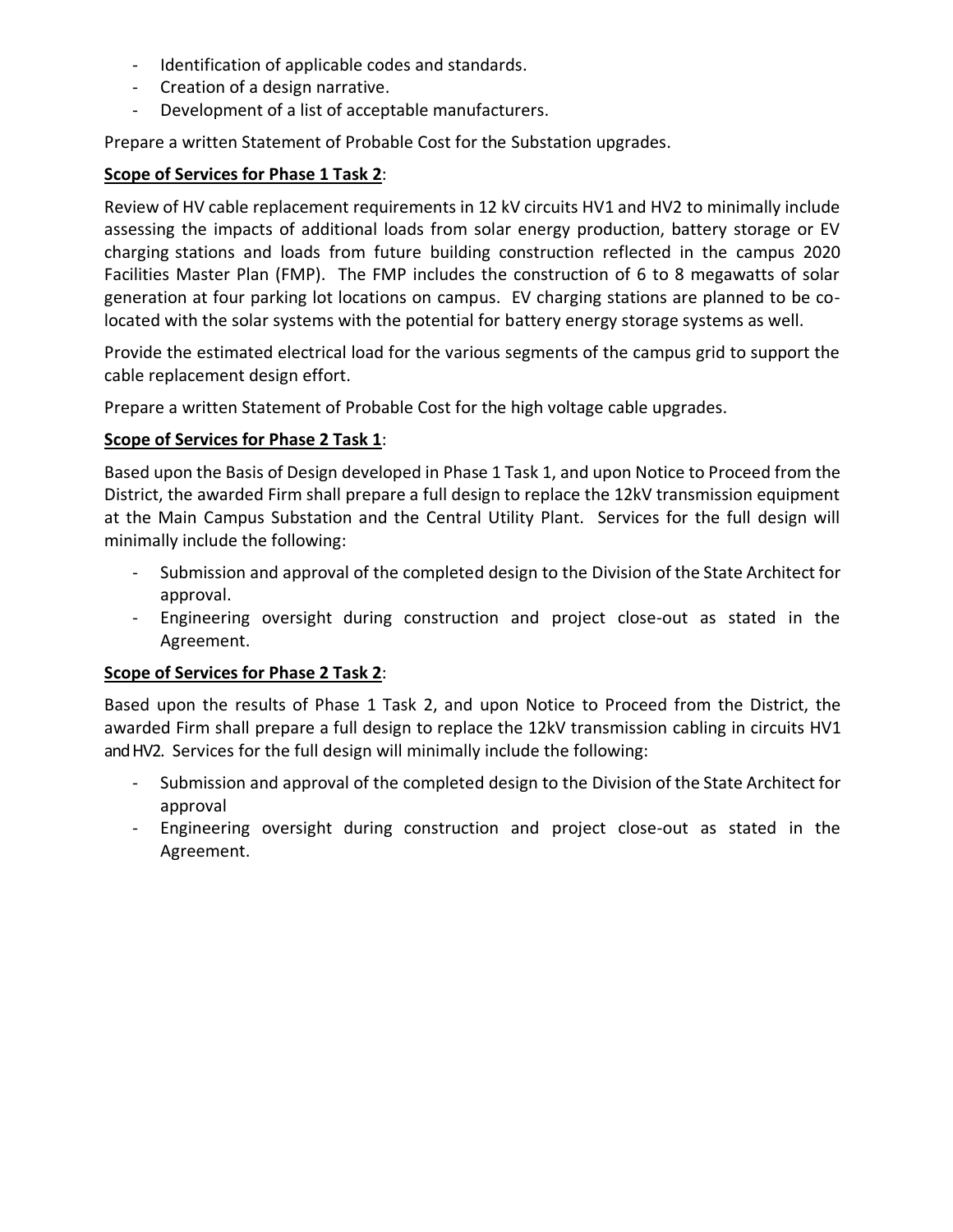- Identification of applicable codes and standards.
- Creation of a design narrative.
- Development of a list of acceptable manufacturers.

Prepare a written Statement of Probable Cost for the Substation upgrades.

**Scope of Services for Phase 1 Task 2**:

Review of HV cable replacement requirements in 12 kV circuits HV1 and HV2 to minimally include assessing the impacts of additional loads from solar energy production, battery storage or EV charging stations and loads from future building construction reflected in the campus 2020 Facilities Master Plan (FMP). The FMP includes the construction of 6 to 8 megawatts of solar generation at four parking lot locations on campus. EV charging stations are planned to be co-located with the solar systems with the potential for battery energy storage systems as well.

Provide the estimated electrical load for the various segments of the campus grid to support the cable replacement design effort.

Prepare a written Statement of Probable Cost for the high voltage cable upgrades.

**Scope of Services for Phase 2 Task 1**:

Based upon the Basis of Design developed in Phase 1 Task 1, and upon Notice to Proceed from the District, the awarded Firm shall prepare a full design to replace the 12kV transmission equipment at the Main Campus Substation and the Central Utility Plant. Services for the full design will minimally include the following:

- Submission and approval of the completed design to the Division of the State Architect for approval.
- Engineering oversight during construction and project close-out as stated in the Agreement.

**Scope of Services for Phase 2 Task 2**:

Based upon the results of Phase 1 Task 2, and upon Notice to Proceed from the District, the awarded Firm shall prepare a full design to replace the 12kV transmission cabling in circuits HV1 and HV2. Services for the full design will minimally include the following:

- Submission and approval of the completed design to the Division of the State Architect for approval
- Engineering oversight during construction and project close-out as stated in the Agreement.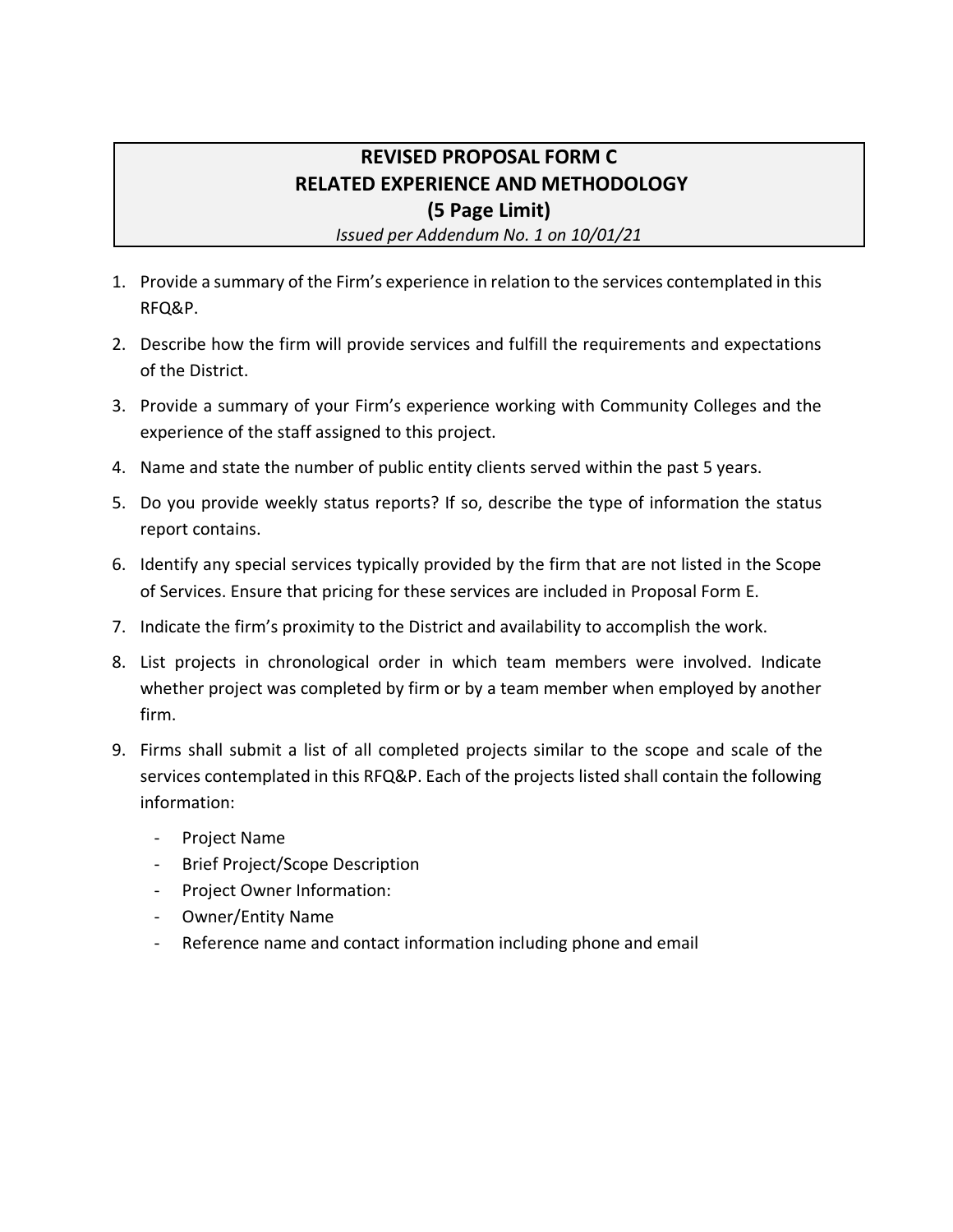# REVISED PROPOSAL FORM C
# RELATED EXPERIENCE AND METHODOLOGY
# (5 Page Limit)

*Issued per Addendum No. 1 on 10/01/21*

1. Provide a summary of the Firm's experience in relation to the services contemplated in this RFQ&P.
2. Describe how the firm will provide services and fulfill the requirements and expectations of the District.
3. Provide a summary of your Firm's experience working with Community Colleges and the experience of the staff assigned to this project.
4. Name and state the number of public entity clients served within the past 5 years.
5. Do you provide weekly status reports? If so, describe the type of information the status report contains.
6. Identify any special services typically provided by the firm that are not listed in the Scope of Services. Ensure that pricing for these services are included in Proposal Form E.
7. Indicate the firm's proximity to the District and availability to accomplish the work.
8. List projects in chronological order in which team members were involved. Indicate whether project was completed by firm or by a team member when employed by another firm.
9. Firms shall submit a list of all completed projects similar to the scope and scale of the services contemplated in this RFQ&P. Each of the projects listed shall contain the following information:
   - Project Name
   - Brief Project/Scope Description
   - Project Owner Information:
   - Owner/Entity Name
   - Reference name and contact information including phone and email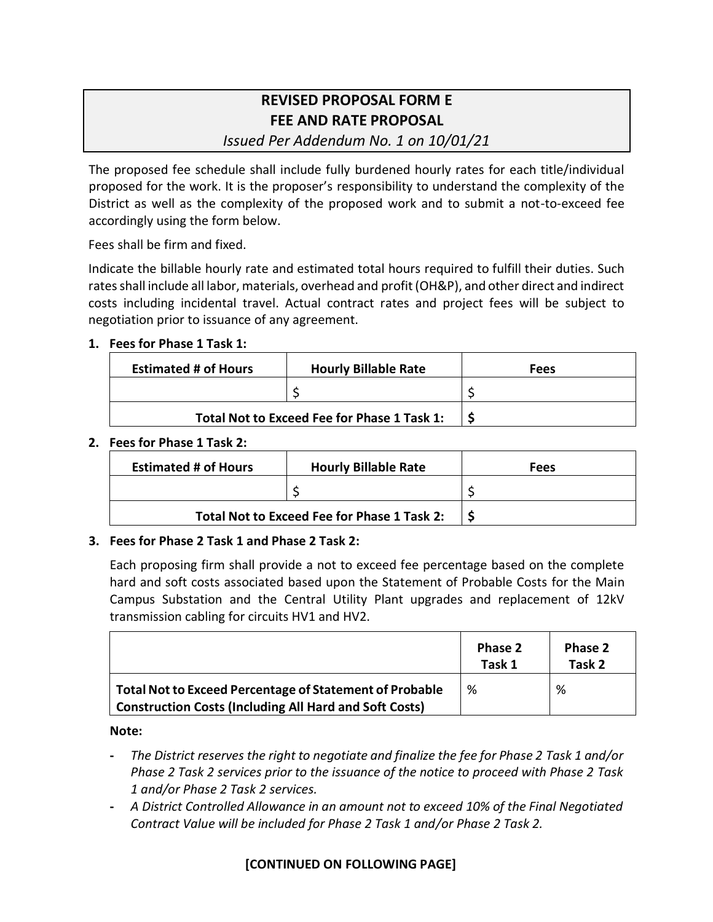# REVISED PROPOSAL FORM E
# FEE AND RATE PROPOSAL
*Issued Per Addendum No. 1 on 10/01/21*

The proposed fee schedule shall include fully burdened hourly rates for each title/individual proposed for the work. It is the proposer's responsibility to understand the complexity of the District as well as the complexity of the proposed work and to submit a not-to-exceed fee accordingly using the form below.

Fees shall be firm and fixed.

Indicate the billable hourly rate and estimated total hours required to fulfill their duties. Such rates shall include all labor, materials, overhead and profit (OH&P), and other direct and indirect costs including incidental travel. Actual contract rates and project fees will be subject to negotiation prior to issuance of any agreement.

**1. Fees for Phase 1 Task 1:**

| Estimated # of Hours | Hourly Billable Rate | Fees |
|---|---|---|
| | $ | $ |
| | **Total Not to Exceed Fee for Phase 1 Task 1:** | **$** |

**2. Fees for Phase 1 Task 2:**

| Estimated # of Hours | Hourly Billable Rate | Fees |
|---|---|---|
| | $ | $ |
| | **Total Not to Exceed Fee for Phase 1 Task 2:** | **$** |

**3. Fees for Phase 2 Task 1 and Phase 2 Task 2:**

Each proposing firm shall provide a not to exceed fee percentage based on the complete hard and soft costs associated based upon the Statement of Probable Costs for the Main Campus Substation and the Central Utility Plant upgrades and replacement of 12kV transmission cabling for circuits HV1 and HV2.

| | Phase 2 Task 1 | Phase 2 Task 2 |
|---|---|---|
| **Total Not to Exceed Percentage of Statement of Probable Construction Costs (Including All Hard and Soft Costs)** | % | % |

**Note:**

- *The District reserves the right to negotiate and finalize the fee for Phase 2 Task 1 and/or Phase 2 Task 2 services prior to the issuance of the notice to proceed with Phase 2 Task 1 and/or Phase 2 Task 2 services.*
- *A District Controlled Allowance in an amount not to exceed 10% of the Final Negotiated Contract Value will be included for Phase 2 Task 1 and/or Phase 2 Task 2.*

**[CONTINUED ON FOLLOWING PAGE]**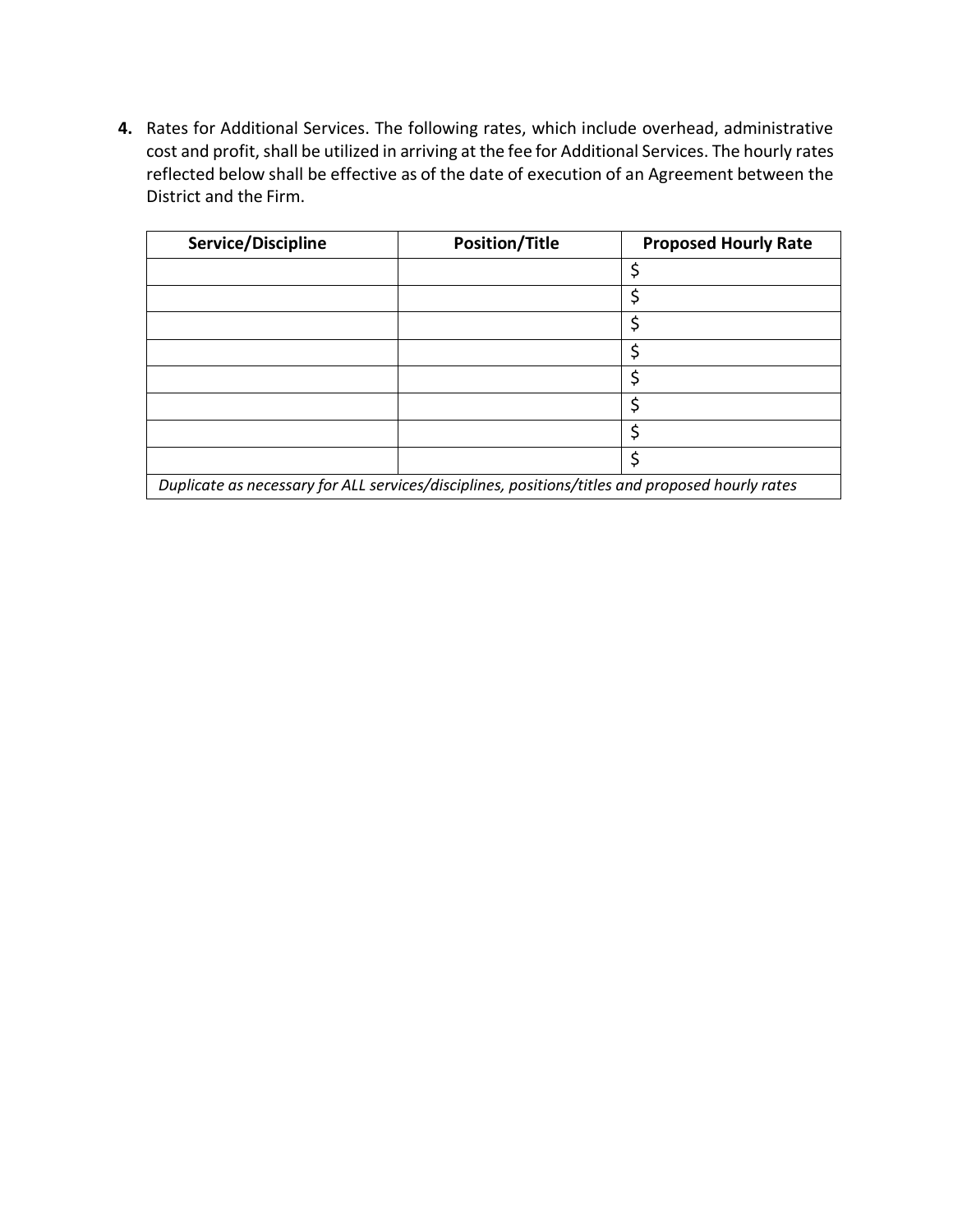**4.** Rates for Additional Services. The following rates, which include overhead, administrative cost and profit, shall be utilized in arriving at the fee for Additional Services. The hourly rates reflected below shall be effective as of the date of execution of an Agreement between the District and the Firm.

| Service/Discipline | Position/Title | Proposed Hourly Rate |
|---|---|---|
| | | $ |
| | | $ |
| | | $ |
| | | $ |
| | | $ |
| | | $ |
| | | $ |
| | | $ |
| *Duplicate as necessary for ALL services/disciplines, positions/titles and proposed hourly rates* | | |